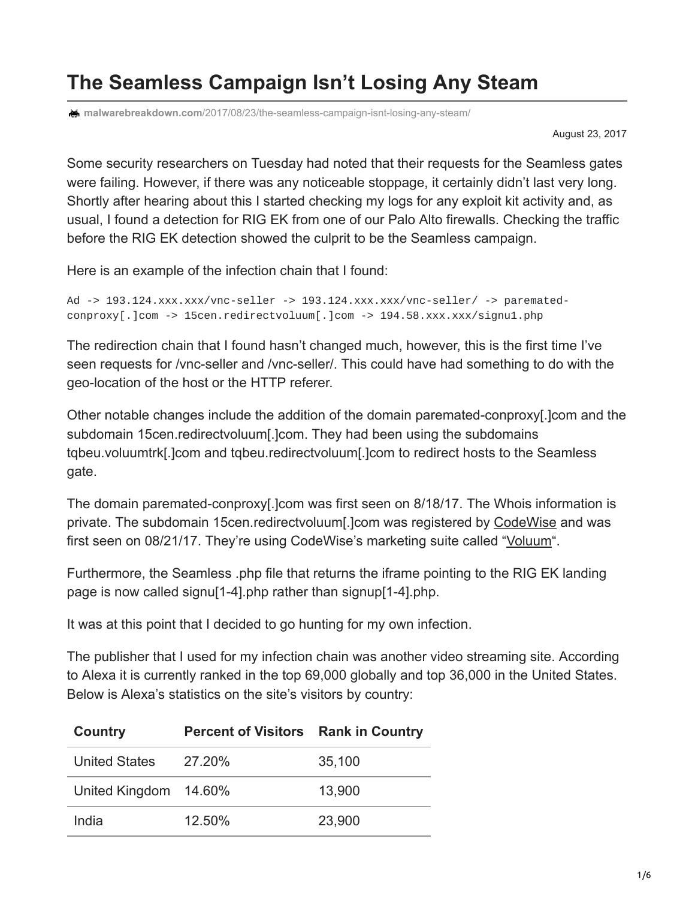# The Seamless Campaign Isn't Losing Any Steam

malwarebreakdown.com/2017/08/23/the-seamless-campaign-isnt-losing-any-steam/

August 23, 2017

Some security researchers on Tuesday had noted that their requests for the Seamless gates were failing. However, if there was any noticeable stoppage, it certainly didn't last very long. Shortly after hearing about this I started checking my logs for any exploit kit activity and, as usual, I found a detection for RIG EK from one of our Palo Alto firewalls. Checking the traffic before the RIG EK detection showed the culprit to be the Seamless campaign.

Here is an example of the infection chain that I found:

```
Ad -> 193.124.xxx.xxx/vnc-seller -> 193.124.xxx.xxx/vnc-seller/ -> paremated-conproxy[.]com -> 15cen.redirectvoluum[.]com -> 194.58.xxx.xxx/signu1.php
```

The redirection chain that I found hasn't changed much, however, this is the first time I've seen requests for /vnc-seller and /vnc-seller/. This could have had something to do with the geo-location of the host or the HTTP referer.

Other notable changes include the addition of the domain paremated-conproxy[.]com and the subdomain 15cen.redirectvoluum[.]com. They had been using the subdomains tqbeu.voluumtrk[.]com and tqbeu.redirectvoluum[.]com to redirect hosts to the Seamless gate.

The domain paremated-conproxy[.]com was first seen on 8/18/17. The Whois information is private. The subdomain 15cen.redirectvoluum[.]com was registered by CodeWise and was first seen on 08/21/17. They're using CodeWise's marketing suite called "Voluum".

Furthermore, the Seamless .php file that returns the iframe pointing to the RIG EK landing page is now called signu[1-4].php rather than signup[1-4].php.

It was at this point that I decided to go hunting for my own infection.

The publisher that I used for my infection chain was another video streaming site. According to Alexa it is currently ranked in the top 69,000 globally and top 36,000 in the United States. Below is Alexa's statistics on the site's visitors by country:

| Country | Percent of Visitors | Rank in Country |
| --- | --- | --- |
| United States | 27.20% | 35,100 |
| United Kingdom | 14.60% | 13,900 |
| India | 12.50% | 23,900 |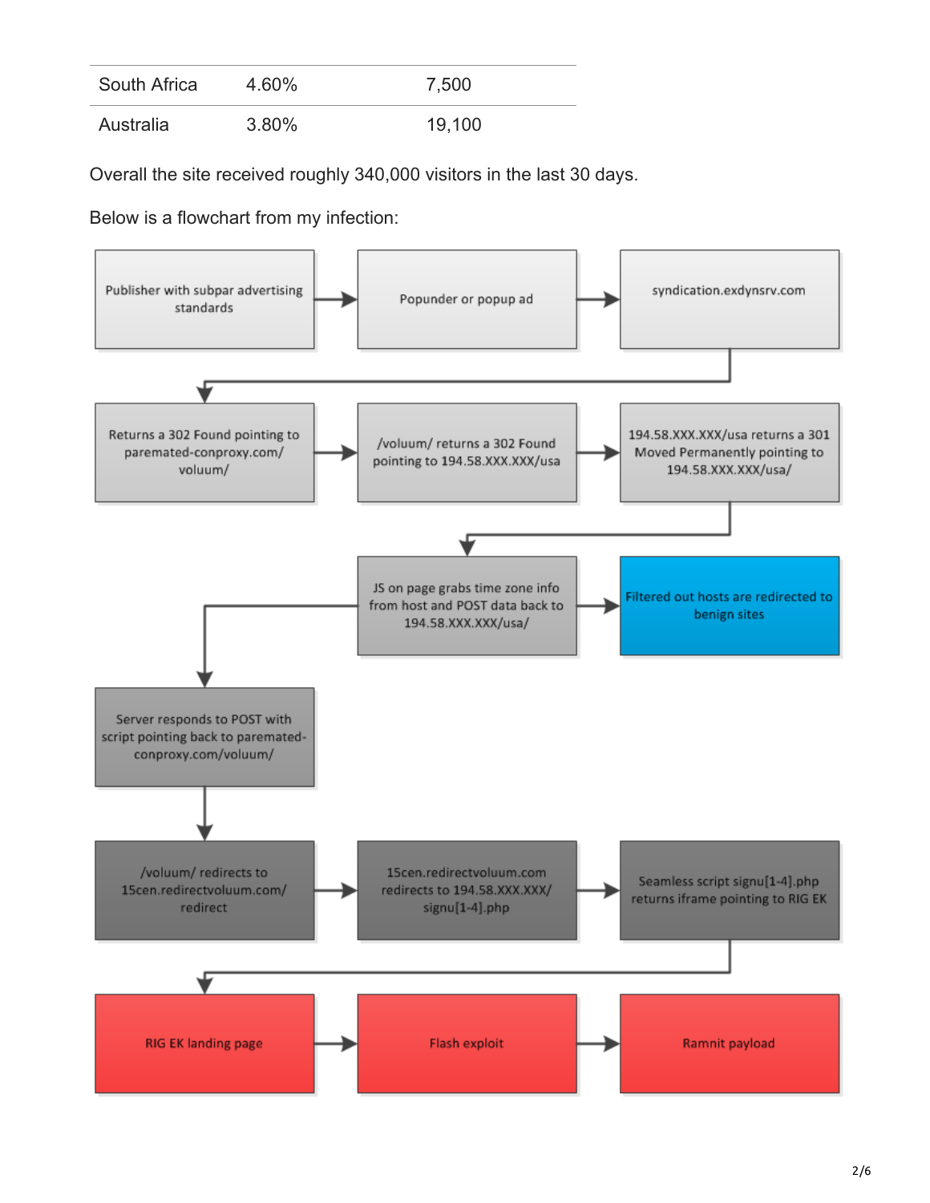| South Africa | 4.60% | 7,500 |
|---|---|---|
| Australia | 3.80% | 19,100 |

Overall the site received roughly 340,000 visitors in the last 30 days.

Below is a flowchart from my infection:

1. Publisher with subpar advertising standards
2. Popunder or popup ad
3. syndication.exdynsrv.com
4. Returns a 302 Found pointing to paremated-conproxy.com/voluum/
5. /voluum/ returns a 302 Found pointing to 194.58.XXX.XXX/usa
6. 194.58.XXX.XXX/usa returns a 301 Moved Permanently pointing to 194.58.XXX.XXX/usa/
7. JS on page grabs time zone info from host and POST data back to 194.58.XXX.XXX/usa/
   - Filtered out hosts are redirected to benign sites
8. Server responds to POST with script pointing back to paremated-conproxy.com/voluum/
9. /voluum/ redirects to 15cen.redirectvoluum.com/redirect
10. 15cen.redirectvoluum.com redirects to 194.58.XXX.XXX/signu[1-4].php
11. Seamless script signu[1-4].php returns iframe pointing to RIG EK
12. RIG EK landing page
13. Flash exploit
14. Ramnit payload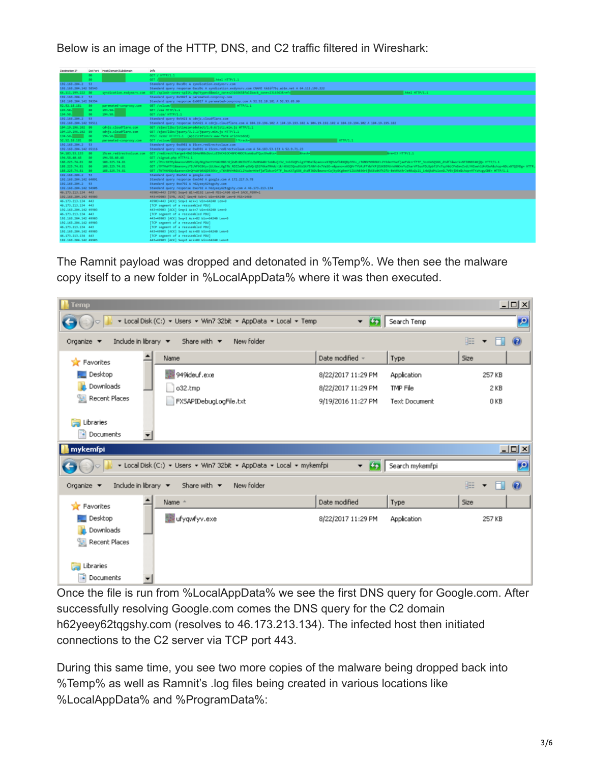Below is an image of the HTTP, DNS, and C2 traffic filtered in Wireshark:

The Ramnit payload was dropped and detonated in %Temp%. We then see the malware copy itself to a new folder in %LocalAppData% where it was then executed.

Once the file is run from %LocalAppData% we see the first DNS query for Google.com. After successfully resolving Google.com comes the DNS query for the C2 domain h62yeey62tqgshy.com (resolves to 46.173.213.134). The infected host then initiated connections to the C2 server via TCP port 443.

During this same time, you see two more copies of the malware being dropped back into %Temp% as well as Ramnit's .log files being created in various locations like %LocalAppData% and %ProgramData%: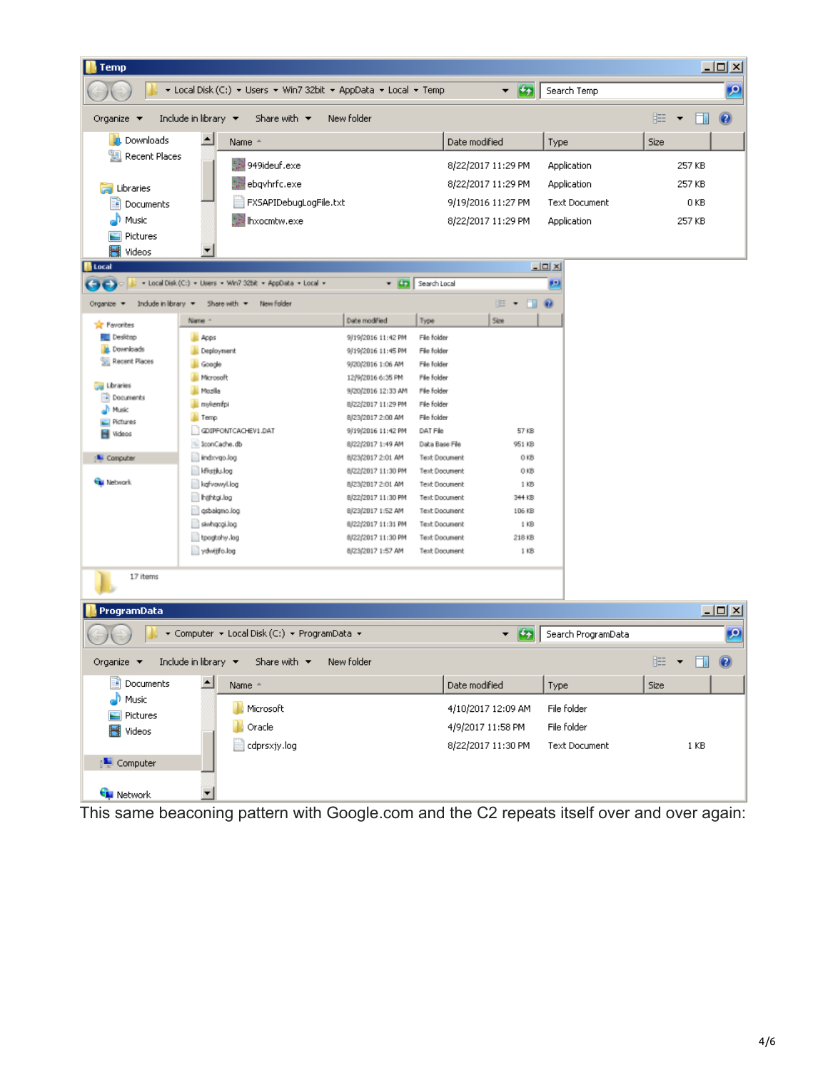**Temp** — Local Disk (C:) › Users › Win7 32bit › AppData › Local › Temp

| Name | Date modified | Type | Size |
|---|---|---|---|
| 949ideuf.exe | 8/22/2017 11:29 PM | Application | 257 KB |
| ebqvhrfc.exe | 8/22/2017 11:29 PM | Application | 257 KB |
| FXSAPIDebugLogFile.txt | 9/19/2016 11:27 PM | Text Document | 0 KB |
| lhxocmtw.exe | 8/22/2017 11:29 PM | Application | 257 KB |

**Local** — Local Disk (C:) › Users › Win7 32bit › AppData › Local

| Name | Date modified | Type | Size |
|---|---|---|---|
| Apps | 9/19/2016 11:42 PM | File folder | |
| Deployment | 9/19/2016 11:45 PM | File folder | |
| Google | 9/20/2016 1:06 AM | File folder | |
| Microsoft | 12/9/2016 6:35 PM | File folder | |
| Mozilla | 9/20/2016 12:33 AM | File folder | |
| mykenfpi | 8/22/2017 11:29 PM | File folder | |
| Temp | 8/23/2017 2:00 AM | File folder | |
| GDIPFONTCACHEV1.DAT | 9/19/2016 11:42 PM | DAT File | 57 KB |
| IconCache.db | 8/22/2017 1:49 AM | Data Base File | 951 KB |
| indxvqo.log | 8/23/2017 2:01 AM | Text Document | 0 KB |
| kfkstjlu.log | 8/22/2017 11:30 PM | Text Document | 0 KB |
| kqfvowyl.log | 8/23/2017 2:01 AM | Text Document | 1 KB |
| lhjhtgi.log | 8/22/2017 11:30 PM | Text Document | 344 KB |
| qsbalqmo.log | 8/23/2017 1:52 AM | Text Document | 106 KB |
| siwhqcgi.log | 8/22/2017 11:31 PM | Text Document | 1 KB |
| tpogtohy.log | 8/22/2017 11:30 PM | Text Document | 218 KB |
| ydwtjfo.log | 8/23/2017 1:57 AM | Text Document | 1 KB |

17 items

**ProgramData** — Computer › Local Disk (C:) › ProgramData

| Name | Date modified | Type | Size |
|---|---|---|---|
| Microsoft | 4/10/2017 12:09 AM | File folder | |
| Oracle | 4/9/2017 11:58 PM | File folder | |
| cdprsxjy.log | 8/22/2017 11:30 PM | Text Document | 1 KB |

This same beaconing pattern with Google.com and the C2 repeats itself over and over again: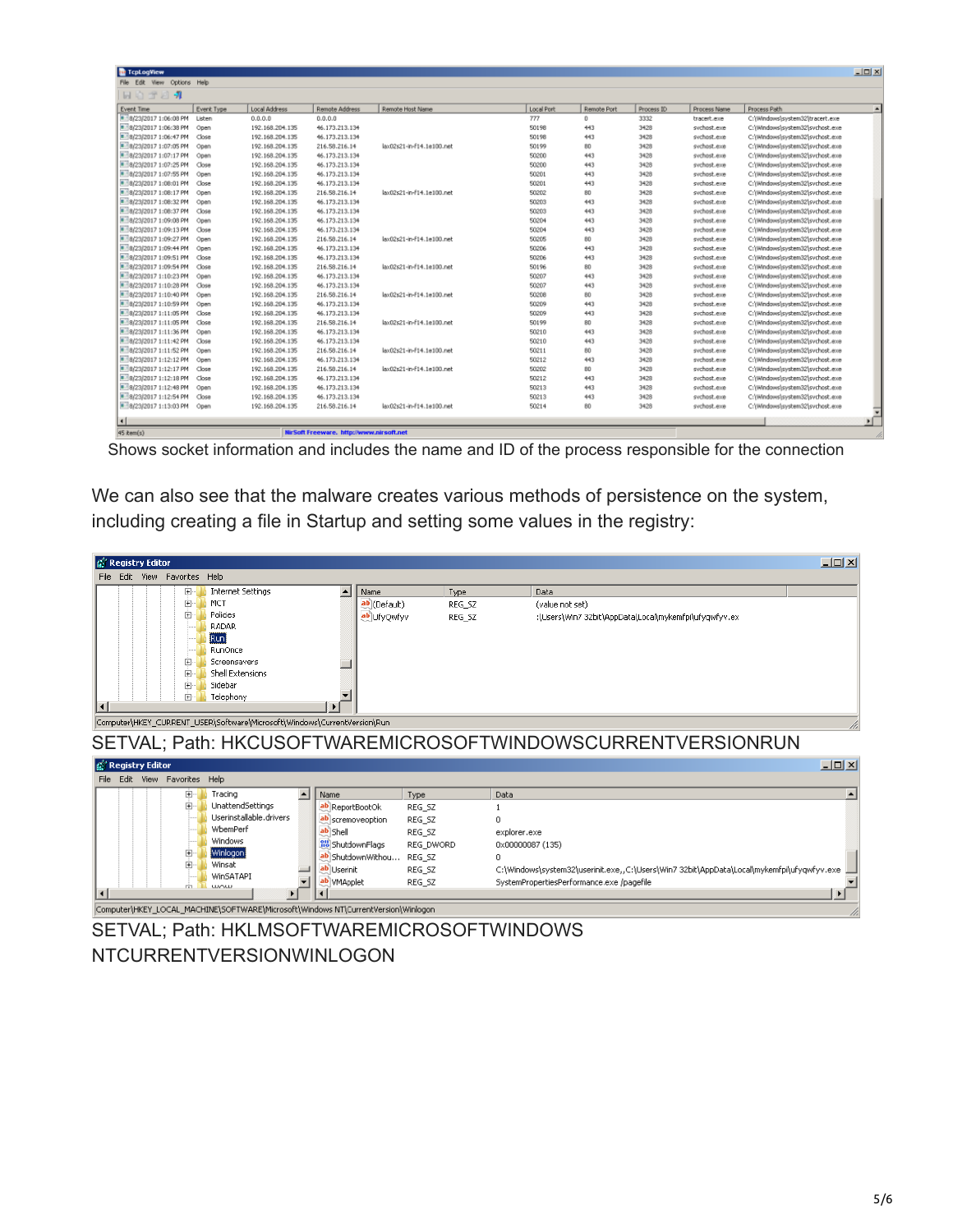Shows socket information and includes the name and ID of the process responsible for the connection

We can also see that the malware creates various methods of persistence on the system, including creating a file in Startup and setting some values in the registry:

SETVAL; Path: HKCUSOFTWAREMICROSOFTWINDOWSCURRENTVERSIONRUN

SETVAL; Path: HKLMSOFTWAREMICROSOFTWINDOWS NTCURRENTVERSIONWINLOGON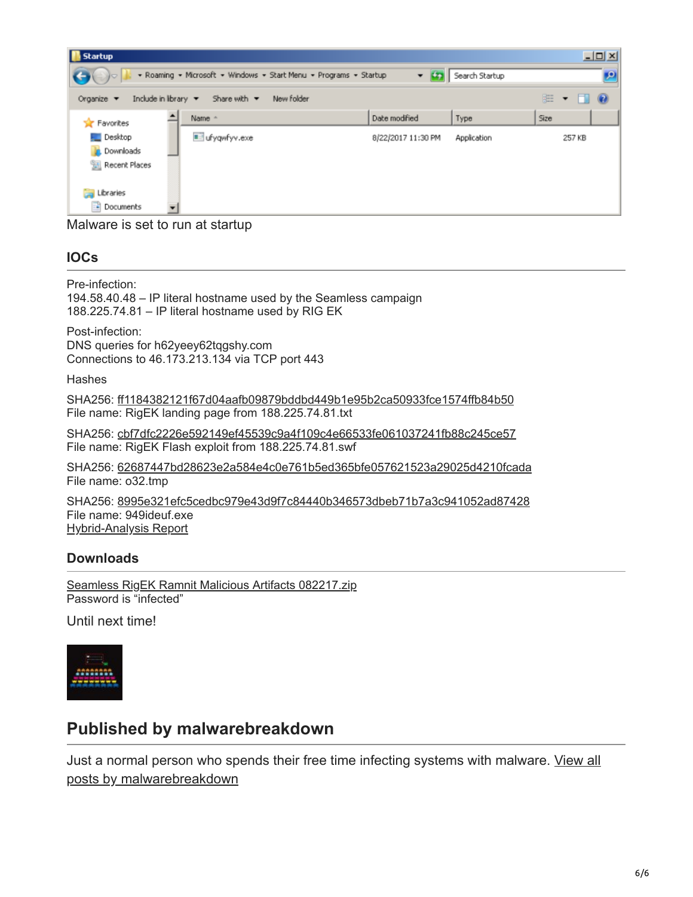Malware is set to run at startup

### IOCs

Pre-infection:
194.58.40.48 – IP literal hostname used by the Seamless campaign
188.225.74.81 – IP literal hostname used by RIG EK

Post-infection:
DNS queries for h62yeey62tqgshy.com
Connections to 46.173.213.134 via TCP port 443

Hashes

SHA256: ff1184382121f67d04aafb09879bddbd449b1e95b2ca50933fce1574ffb84b50
File name: RigEK landing page from 188.225.74.81.txt

SHA256: cbf7dfc2226e592149ef45539c9a4f109c4e66533fe061037241fb88c245ce57
File name: RigEK Flash exploit from 188.225.74.81.swf

SHA256: 62687447bd28623e2a584e4c0e761b5ed365bfe057621523a29025d4210fcada
File name: o32.tmp

SHA256: 8995e321efc5cedbc979e43d9f7c84440b346573dbeb71b7a3c941052ad87428
File name: 949ideuf.exe
Hybrid-Analysis Report

### Downloads

Seamless RigEK Ramnit Malicious Artifacts 082217.zip
Password is "infected"

Until next time!

## Published by malwarebreakdown

Just a normal person who spends their free time infecting systems with malware. View all posts by malwarebreakdown